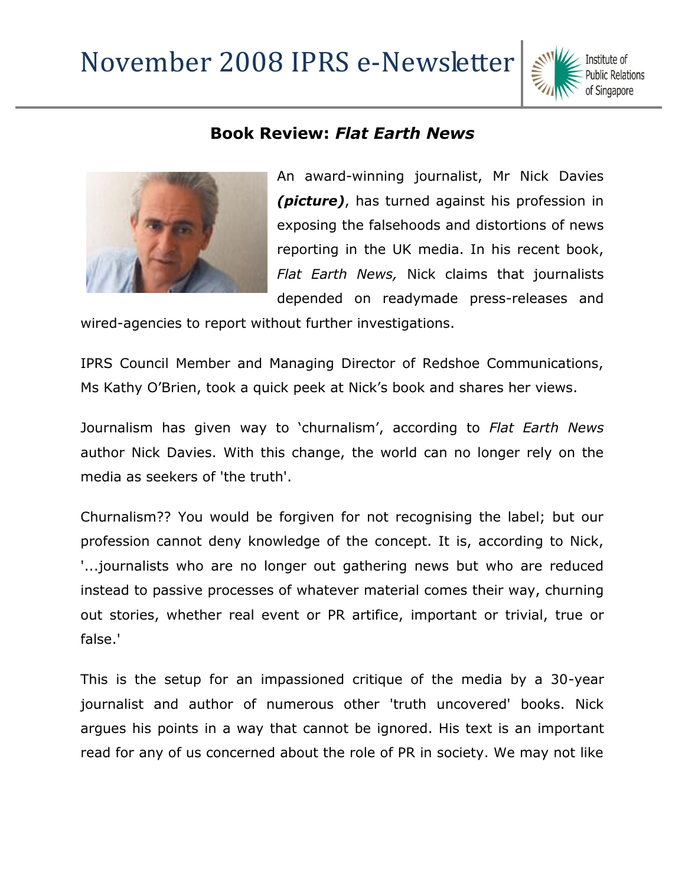# November 2008 IPRS e-Newsletter

Institute of Public Relations of Singapore

## Book Review: *Flat Earth News*

An award-winning journalist, Mr Nick Davies ***(picture)***, has turned against his profession in exposing the falsehoods and distortions of news reporting in the UK media. In his recent book, *Flat Earth News,* Nick claims that journalists depended on readymade press-releases and wired-agencies to report without further investigations.

IPRS Council Member and Managing Director of Redshoe Communications, Ms Kathy O'Brien, took a quick peek at Nick's book and shares her views.

Journalism has given way to 'churnalism', according to *Flat Earth News* author Nick Davies. With this change, the world can no longer rely on the media as seekers of 'the truth'.

Churnalism?? You would be forgiven for not recognising the label; but our profession cannot deny knowledge of the concept. It is, according to Nick, '...journalists who are no longer out gathering news but who are reduced instead to passive processes of whatever material comes their way, churning out stories, whether real event or PR artifice, important or trivial, true or false.'

This is the setup for an impassioned critique of the media by a 30-year journalist and author of numerous other 'truth uncovered' books. Nick argues his points in a way that cannot be ignored. His text is an important read for any of us concerned about the role of PR in society. We may not like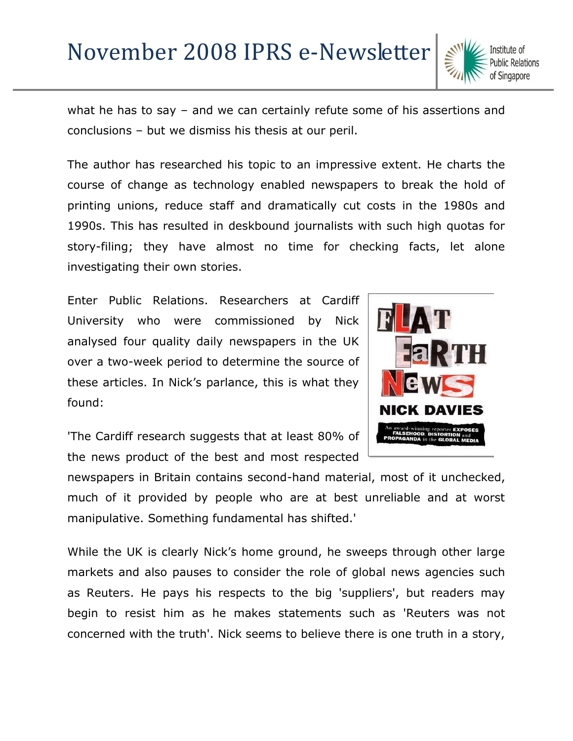what he has to say – and we can certainly refute some of his assertions and conclusions – but we dismiss his thesis at our peril.

The author has researched his topic to an impressive extent. He charts the course of change as technology enabled newspapers to break the hold of printing unions, reduce staff and dramatically cut costs in the 1980s and 1990s. This has resulted in deskbound journalists with such high quotas for story-filing; they have almost no time for checking facts, let alone investigating their own stories.

Enter Public Relations. Researchers at Cardiff University who were commissioned by Nick analysed four quality daily newspapers in the UK over a two-week period to determine the source of these articles. In Nick's parlance, this is what they found:

'The Cardiff research suggests that at least 80% of the news product of the best and most respected newspapers in Britain contains second-hand material, most of it unchecked, much of it provided by people who are at best unreliable and at worst manipulative. Something fundamental has shifted.'

While the UK is clearly Nick's home ground, he sweeps through other large markets and also pauses to consider the role of global news agencies such as Reuters. He pays his respects to the big 'suppliers', but readers may begin to resist him as he makes statements such as 'Reuters was not concerned with the truth'. Nick seems to believe there is one truth in a story,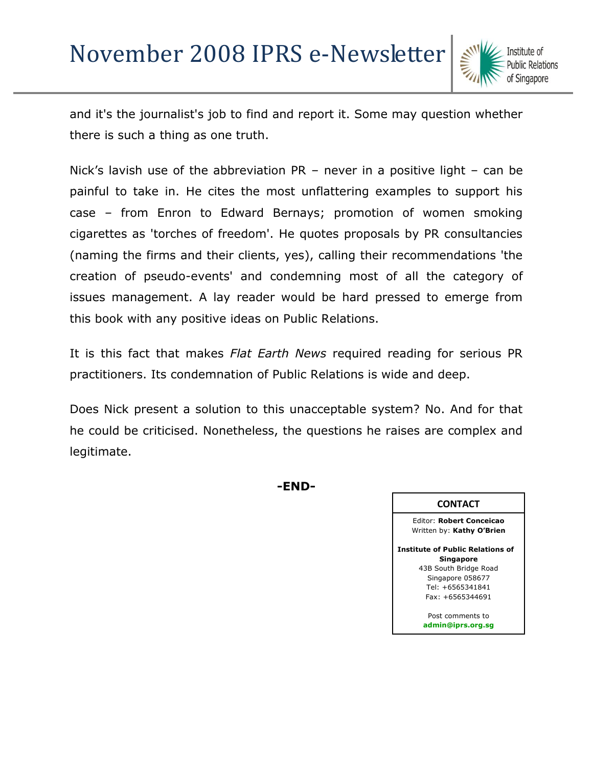and it's the journalist's job to find and report it. Some may question whether there is such a thing as one truth.

Nick's lavish use of the abbreviation PR – never in a positive light – can be painful to take in. He cites the most unflattering examples to support his case – from Enron to Edward Bernays; promotion of women smoking cigarettes as 'torches of freedom'. He quotes proposals by PR consultancies (naming the firms and their clients, yes), calling their recommendations 'the creation of pseudo-events' and condemning most of all the category of issues management. A lay reader would be hard pressed to emerge from this book with any positive ideas on Public Relations.

It is this fact that makes *Flat Earth News* required reading for serious PR practitioners. Its condemnation of Public Relations is wide and deep.

Does Nick present a solution to this unacceptable system? No. And for that he could be criticised. Nonetheless, the questions he raises are complex and legitimate.

**-END-**

**CONTACT**

Editor: **Robert Conceicao**
Written by: **Kathy O'Brien**

**Institute of Public Relations of Singapore**
43B South Bridge Road
Singapore 058677
Tel: +6565341841
Fax: +6565344691

Post comments to
**admin@iprs.org.sg**